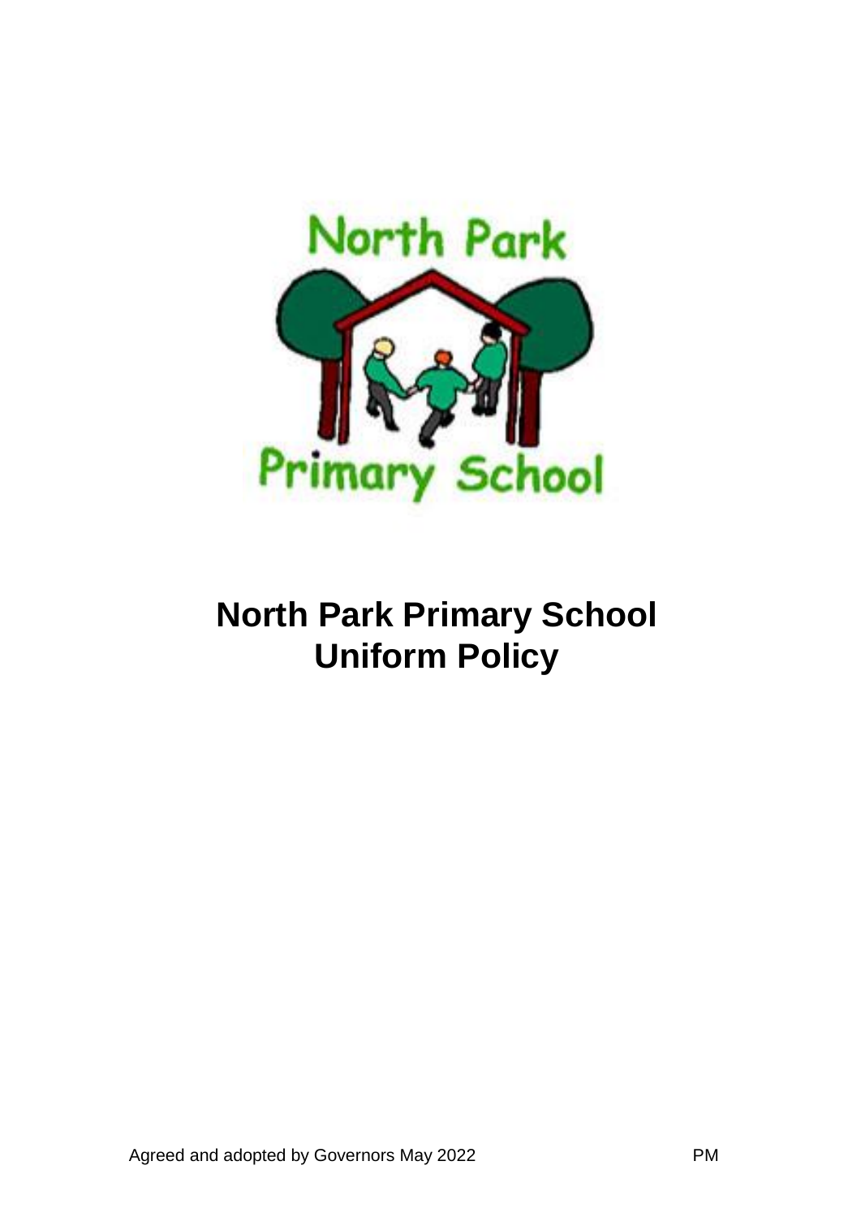# North Park Primary School Uniform Policy

Agreed and adopted by Governors May 2022 PM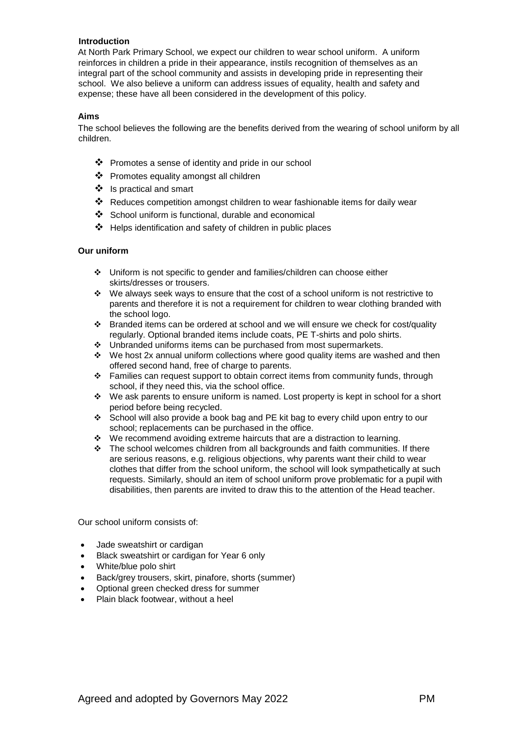## Introduction

At North Park Primary School, we expect our children to wear school uniform. A uniform reinforces in children a pride in their appearance, instils recognition of themselves as an integral part of the school community and assists in developing pride in representing their school. We also believe a uniform can address issues of equality, health and safety and expense; these have all been considered in the development of this policy.

## Aims

The school believes the following are the benefits derived from the wearing of school uniform by all children.

- Promotes a sense of identity and pride in our school
- Promotes equality amongst all children
- Is practical and smart
- Reduces competition amongst children to wear fashionable items for daily wear
- School uniform is functional, durable and economical
- Helps identification and safety of children in public places

## Our uniform

- Uniform is not specific to gender and families/children can choose either skirts/dresses or trousers.
- We always seek ways to ensure that the cost of a school uniform is not restrictive to parents and therefore it is not a requirement for children to wear clothing branded with the school logo.
- Branded items can be ordered at school and we will ensure we check for cost/quality regularly. Optional branded items include coats, PE T-shirts and polo shirts.
- Unbranded uniforms items can be purchased from most supermarkets.
- We host 2x annual uniform collections where good quality items are washed and then offered second hand, free of charge to parents.
- Families can request support to obtain correct items from community funds, through school, if they need this, via the school office.
- We ask parents to ensure uniform is named. Lost property is kept in school for a short period before being recycled.
- School will also provide a book bag and PE kit bag to every child upon entry to our school; replacements can be purchased in the office.
- We recommend avoiding extreme haircuts that are a distraction to learning.
- The school welcomes children from all backgrounds and faith communities. If there are serious reasons, e.g. religious objections, why parents want their child to wear clothes that differ from the school uniform, the school will look sympathetically at such requests. Similarly, should an item of school uniform prove problematic for a pupil with disabilities, then parents are invited to draw this to the attention of the Head teacher.

Our school uniform consists of:

- Jade sweatshirt or cardigan
- Black sweatshirt or cardigan for Year 6 only
- White/blue polo shirt
- Back/grey trousers, skirt, pinafore, shorts (summer)
- Optional green checked dress for summer
- Plain black footwear, without a heel

Agreed and adopted by Governors May 2022 PM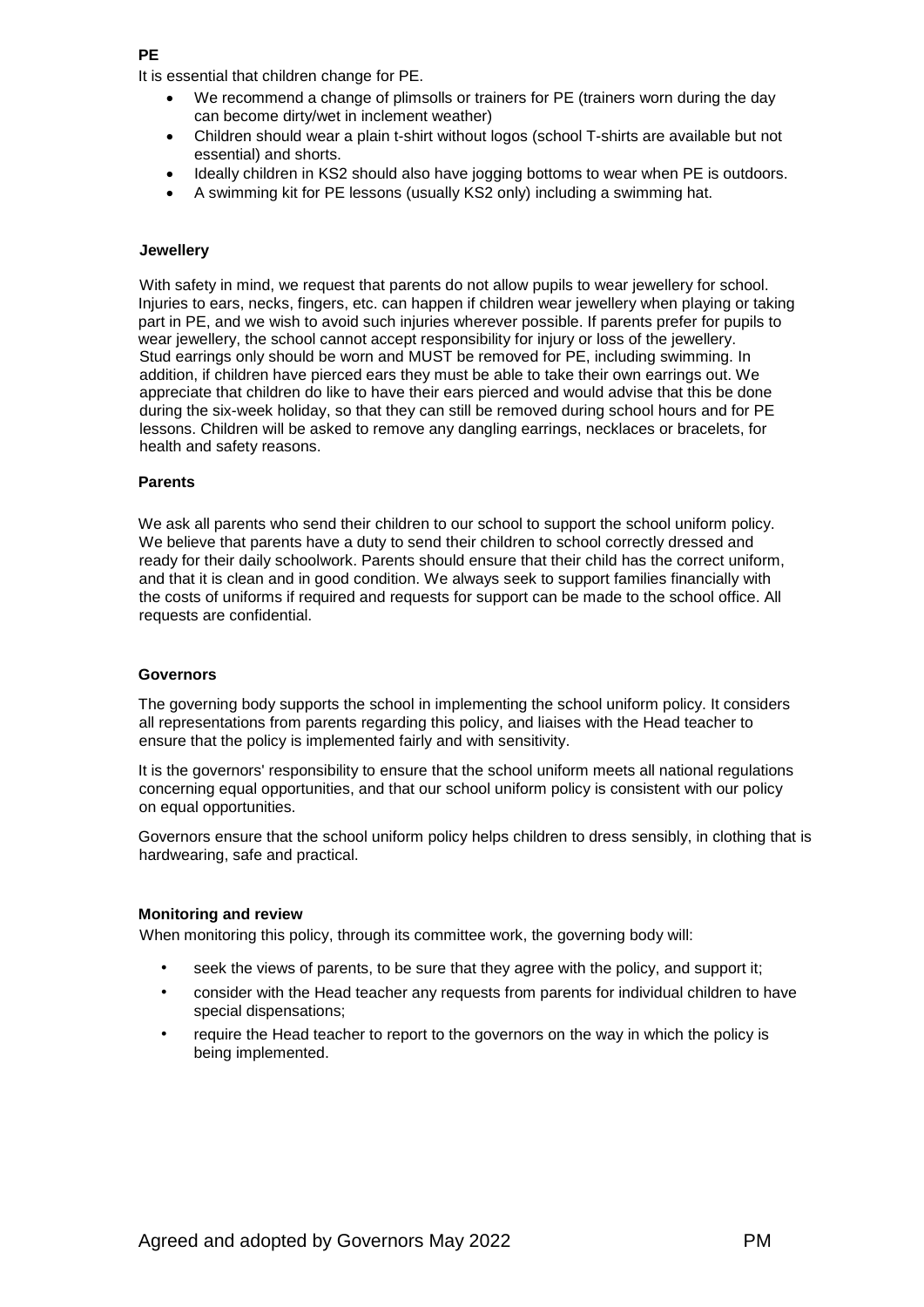**PE**

It is essential that children change for PE.

- We recommend a change of plimsolls or trainers for PE (trainers worn during the day can become dirty/wet in inclement weather)
- Children should wear a plain t-shirt without logos (school T-shirts are available but not essential) and shorts.
- Ideally children in KS2 should also have jogging bottoms to wear when PE is outdoors.
- A swimming kit for PE lessons (usually KS2 only) including a swimming hat.

**Jewellery**

With safety in mind, we request that parents do not allow pupils to wear jewellery for school. Injuries to ears, necks, fingers, etc. can happen if children wear jewellery when playing or taking part in PE, and we wish to avoid such injuries wherever possible. If parents prefer for pupils to wear jewellery, the school cannot accept responsibility for injury or loss of the jewellery. Stud earrings only should be worn and MUST be removed for PE, including swimming. In addition, if children have pierced ears they must be able to take their own earrings out. We appreciate that children do like to have their ears pierced and would advise that this be done during the six-week holiday, so that they can still be removed during school hours and for PE lessons. Children will be asked to remove any dangling earrings, necklaces or bracelets, for health and safety reasons.

**Parents**

We ask all parents who send their children to our school to support the school uniform policy. We believe that parents have a duty to send their children to school correctly dressed and ready for their daily schoolwork. Parents should ensure that their child has the correct uniform, and that it is clean and in good condition. We always seek to support families financially with the costs of uniforms if required and requests for support can be made to the school office. All requests are confidential.

**Governors**

The governing body supports the school in implementing the school uniform policy. It considers all representations from parents regarding this policy, and liaises with the Head teacher to ensure that the policy is implemented fairly and with sensitivity.

It is the governors' responsibility to ensure that the school uniform meets all national regulations concerning equal opportunities, and that our school uniform policy is consistent with our policy on equal opportunities.

Governors ensure that the school uniform policy helps children to dress sensibly, in clothing that is hardwearing, safe and practical.

**Monitoring and review**

When monitoring this policy, through its committee work, the governing body will:

- seek the views of parents, to be sure that they agree with the policy, and support it;
- consider with the Head teacher any requests from parents for individual children to have special dispensations;
- require the Head teacher to report to the governors on the way in which the policy is being implemented.

Agreed and adopted by Governors May 2022 PM